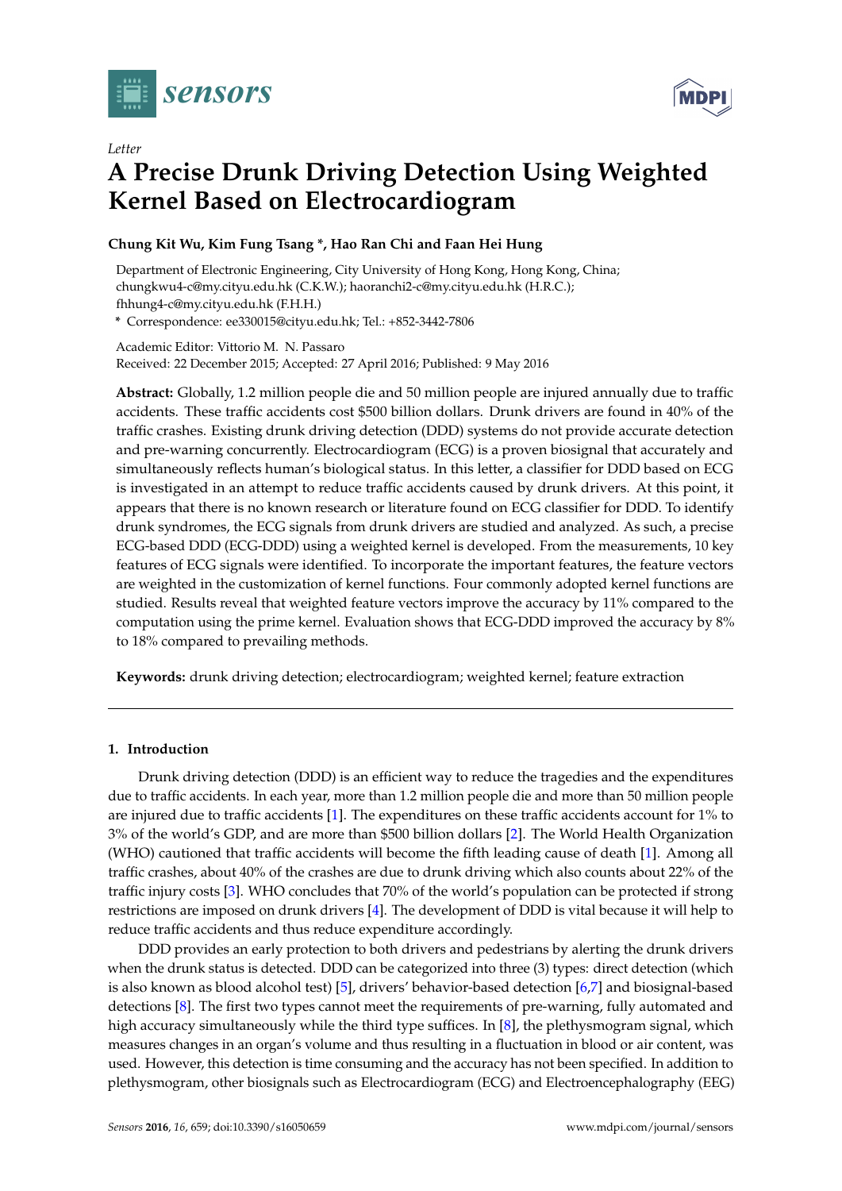*Letter*

# A Precise Drunk Driving Detection Using Weighted Kernel Based on Electrocardiogram

**Chung Kit Wu, Kim Fung Tsang *, Hao Ran Chi and Faan Hei Hung**

Department of Electronic Engineering, City University of Hong Kong, Hong Kong, China; chungkwu4-c@my.cityu.edu.hk (C.K.W.); haoranchi2-c@my.cityu.edu.hk (H.R.C.); fhhung4-c@my.cityu.edu.hk (F.H.H.)

\* Correspondence: ee330015@cityu.edu.hk; Tel.: +852-3442-7806

Academic Editor: Vittorio M. N. Passaro

Received: 22 December 2015; Accepted: 27 April 2016; Published: 9 May 2016

**Abstract:** Globally, 1.2 million people die and 50 million people are injured annually due to traffic accidents. These traffic accidents cost $500 billion dollars. Drunk drivers are found in 40% of the traffic crashes. Existing drunk driving detection (DDD) systems do not provide accurate detection and pre-warning concurrently. Electrocardiogram (ECG) is a proven biosignal that accurately and simultaneously reflects human's biological status. In this letter, a classifier for DDD based on ECG is investigated in an attempt to reduce traffic accidents caused by drunk drivers. At this point, it appears that there is no known research or literature found on ECG classifier for DDD. To identify drunk syndromes, the ECG signals from drunk drivers are studied and analyzed. As such, a precise ECG-based DDD (ECG-DDD) using a weighted kernel is developed. From the measurements, 10 key features of ECG signals were identified. To incorporate the important features, the feature vectors are weighted in the customization of kernel functions. Four commonly adopted kernel functions are studied. Results reveal that weighted feature vectors improve the accuracy by 11% compared to the computation using the prime kernel. Evaluation shows that ECG-DDD improved the accuracy by 8% to 18% compared to prevailing methods.

**Keywords:** drunk driving detection; electrocardiogram; weighted kernel; feature extraction

## 1. Introduction

Drunk driving detection (DDD) is an efficient way to reduce the tragedies and the expenditures due to traffic accidents. In each year, more than 1.2 million people die and more than 50 million people are injured due to traffic accidents [1]. The expenditures on these traffic accidents account for 1% to 3% of the world's GDP, and are more than $500 billion dollars [2]. The World Health Organization (WHO) cautioned that traffic accidents will become the fifth leading cause of death [1]. Among all traffic crashes, about 40% of the crashes are due to drunk driving which also counts about 22% of the traffic injury costs [3]. WHO concludes that 70% of the world's population can be protected if strong restrictions are imposed on drunk drivers [4]. The development of DDD is vital because it will help to reduce traffic accidents and thus reduce expenditure accordingly.

DDD provides an early protection to both drivers and pedestrians by alerting the drunk drivers when the drunk status is detected. DDD can be categorized into three (3) types: direct detection (which is also known as blood alcohol test) [5], drivers' behavior-based detection [6,7] and biosignal-based detections [8]. The first two types cannot meet the requirements of pre-warning, fully automated and high accuracy simultaneously while the third type suffices. In [8], the plethysmogram signal, which measures changes in an organ's volume and thus resulting in a fluctuation in blood or air content, was used. However, this detection is time consuming and the accuracy has not been specified. In addition to plethysmogram, other biosignals such as Electrocardiogram (ECG) and Electroencephalography (EEG)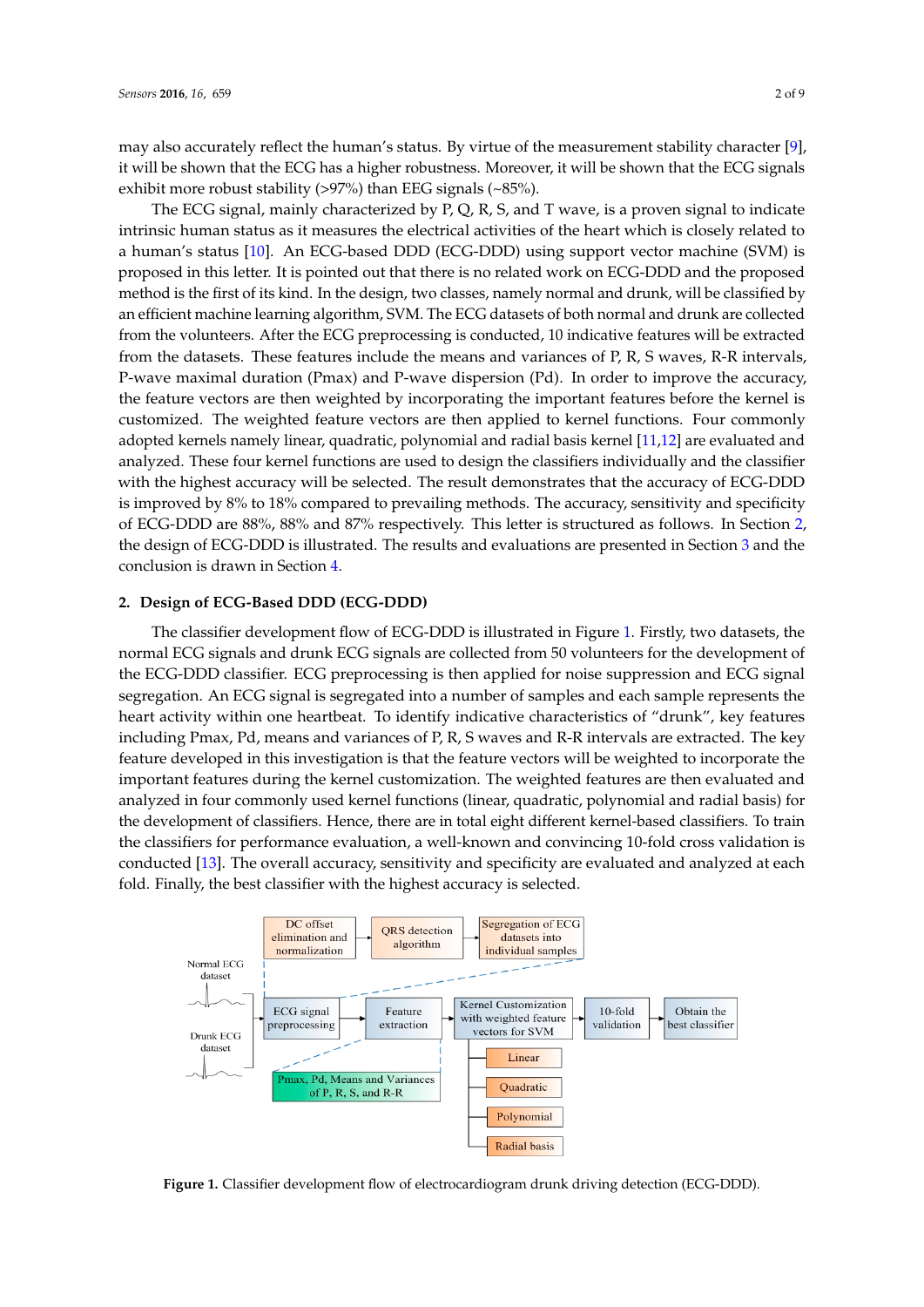may also accurately reflect the human's status. By virtue of the measurement stability character [9], it will be shown that the ECG has a higher robustness. Moreover, it will be shown that the ECG signals exhibit more robust stability (>97%) than EEG signals (~85%).

The ECG signal, mainly characterized by P, Q, R, S, and T wave, is a proven signal to indicate intrinsic human status as it measures the electrical activities of the heart which is closely related to a human's status [10]. An ECG-based DDD (ECG-DDD) using support vector machine (SVM) is proposed in this letter. It is pointed out that there is no related work on ECG-DDD and the proposed method is the first of its kind. In the design, two classes, namely normal and drunk, will be classified by an efficient machine learning algorithm, SVM. The ECG datasets of both normal and drunk are collected from the volunteers. After the ECG preprocessing is conducted, 10 indicative features will be extracted from the datasets. These features include the means and variances of P, R, S waves, R-R intervals, P-wave maximal duration (Pmax) and P-wave dispersion (Pd). In order to improve the accuracy, the feature vectors are then weighted by incorporating the important features before the kernel is customized. The weighted feature vectors are then applied to kernel functions. Four commonly adopted kernels namely linear, quadratic, polynomial and radial basis kernel [11,12] are evaluated and analyzed. These four kernel functions are used to design the classifiers individually and the classifier with the highest accuracy will be selected. The result demonstrates that the accuracy of ECG-DDD is improved by 8% to 18% compared to prevailing methods. The accuracy, sensitivity and specificity of ECG-DDD are 88%, 88% and 87% respectively. This letter is structured as follows. In Section 2, the design of ECG-DDD is illustrated. The results and evaluations are presented in Section 3 and the conclusion is drawn in Section 4.

## 2. Design of ECG-Based DDD (ECG-DDD)

The classifier development flow of ECG-DDD is illustrated in Figure 1. Firstly, two datasets, the normal ECG signals and drunk ECG signals are collected from 50 volunteers for the development of the ECG-DDD classifier. ECG preprocessing is then applied for noise suppression and ECG signal segregation. An ECG signal is segregated into a number of samples and each sample represents the heart activity within one heartbeat. To identify indicative characteristics of "drunk", key features including Pmax, Pd, means and variances of P, R, S waves and R-R intervals are extracted. The key feature developed in this investigation is that the feature vectors will be weighted to incorporate the important features during the kernel customization. The weighted features are then evaluated and analyzed in four commonly used kernel functions (linear, quadratic, polynomial and radial basis) for the development of classifiers. Hence, there are in total eight different kernel-based classifiers. To train the classifiers for performance evaluation, a well-known and convincing 10-fold cross validation is conducted [13]. The overall accuracy, sensitivity and specificity are evaluated and analyzed at each fold. Finally, the best classifier with the highest accuracy is selected.

Normal ECG dataset

Drunk ECG dataset

DC offset elimination and normalization → QRS detection algorithm → Segregation of ECG datasets into individual samples

ECG signal preprocessing → Feature extraction → Kernel Customization with weighted feature vectors for SVM → 10-fold validation → Obtain the best classifier

Pmax, Pd, Means and Variances of P, R, S, and R-R

Linear

Quadratic

Polynomial

Radial basis

**Figure 1.** Classifier development flow of electrocardiogram drunk driving detection (ECG-DDD).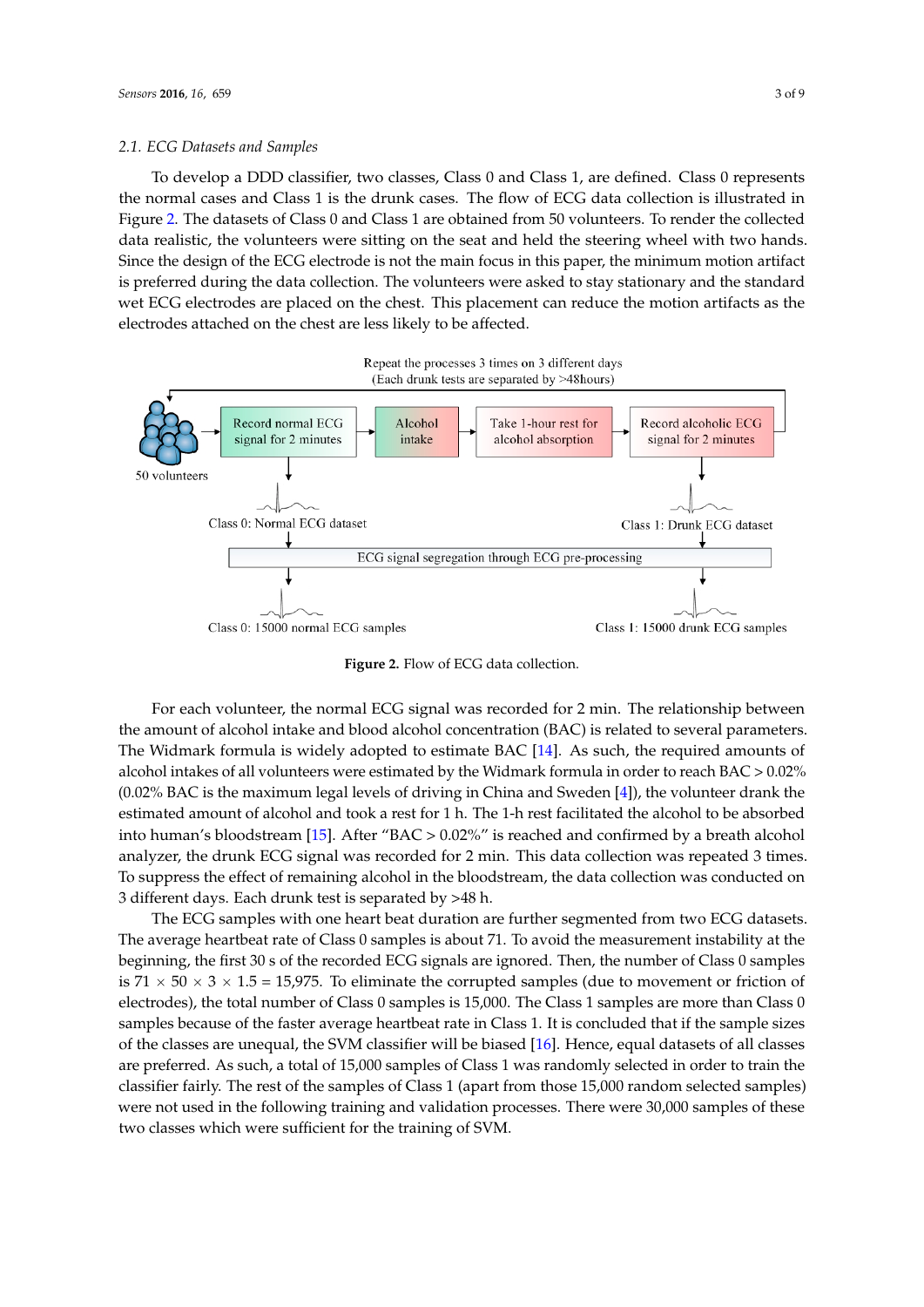### 2.1. ECG Datasets and Samples

To develop a DDD classifier, two classes, Class 0 and Class 1, are defined. Class 0 represents the normal cases and Class 1 is the drunk cases. The flow of ECG data collection is illustrated in Figure 2. The datasets of Class 0 and Class 1 are obtained from 50 volunteers. To render the collected data realistic, the volunteers were sitting on the seat and held the steering wheel with two hands. Since the design of the ECG electrode is not the main focus in this paper, the minimum motion artifact is preferred during the data collection. The volunteers were asked to stay stationary and the standard wet ECG electrodes are placed on the chest. This placement can reduce the motion artifacts as the electrodes attached on the chest are less likely to be affected.

**Figure 2.** Flow of ECG data collection.

For each volunteer, the normal ECG signal was recorded for 2 min. The relationship between the amount of alcohol intake and blood alcohol concentration (BAC) is related to several parameters. The Widmark formula is widely adopted to estimate BAC [14]. As such, the required amounts of alcohol intakes of all volunteers were estimated by the Widmark formula in order to reach BAC > 0.02% (0.02% BAC is the maximum legal levels of driving in China and Sweden [4]), the volunteer drank the estimated amount of alcohol and took a rest for 1 h. The 1-h rest facilitated the alcohol to be absorbed into human's bloodstream [15]. After "BAC > 0.02%" is reached and confirmed by a breath alcohol analyzer, the drunk ECG signal was recorded for 2 min. This data collection was repeated 3 times. To suppress the effect of remaining alcohol in the bloodstream, the data collection was conducted on 3 different days. Each drunk test is separated by >48 h.

The ECG samples with one heart beat duration are further segmented from two ECG datasets. The average heartbeat rate of Class 0 samples is about 71. To avoid the measurement instability at the beginning, the first 30 s of the recorded ECG signals are ignored. Then, the number of Class 0 samples is $71 \times 50 \times 3 \times 1.5 = 15{,}975$. To eliminate the corrupted samples (due to movement or friction of electrodes), the total number of Class 0 samples is 15,000. The Class 1 samples are more than Class 0 samples because of the faster average heartbeat rate in Class 1. It is concluded that if the sample sizes of the classes are unequal, the SVM classifier will be biased [16]. Hence, equal datasets of all classes are preferred. As such, a total of 15,000 samples of Class 1 was randomly selected in order to train the classifier fairly. The rest of the samples of Class 1 (apart from those 15,000 random selected samples) were not used in the following training and validation processes. There were 30,000 samples of these two classes which were sufficient for the training of SVM.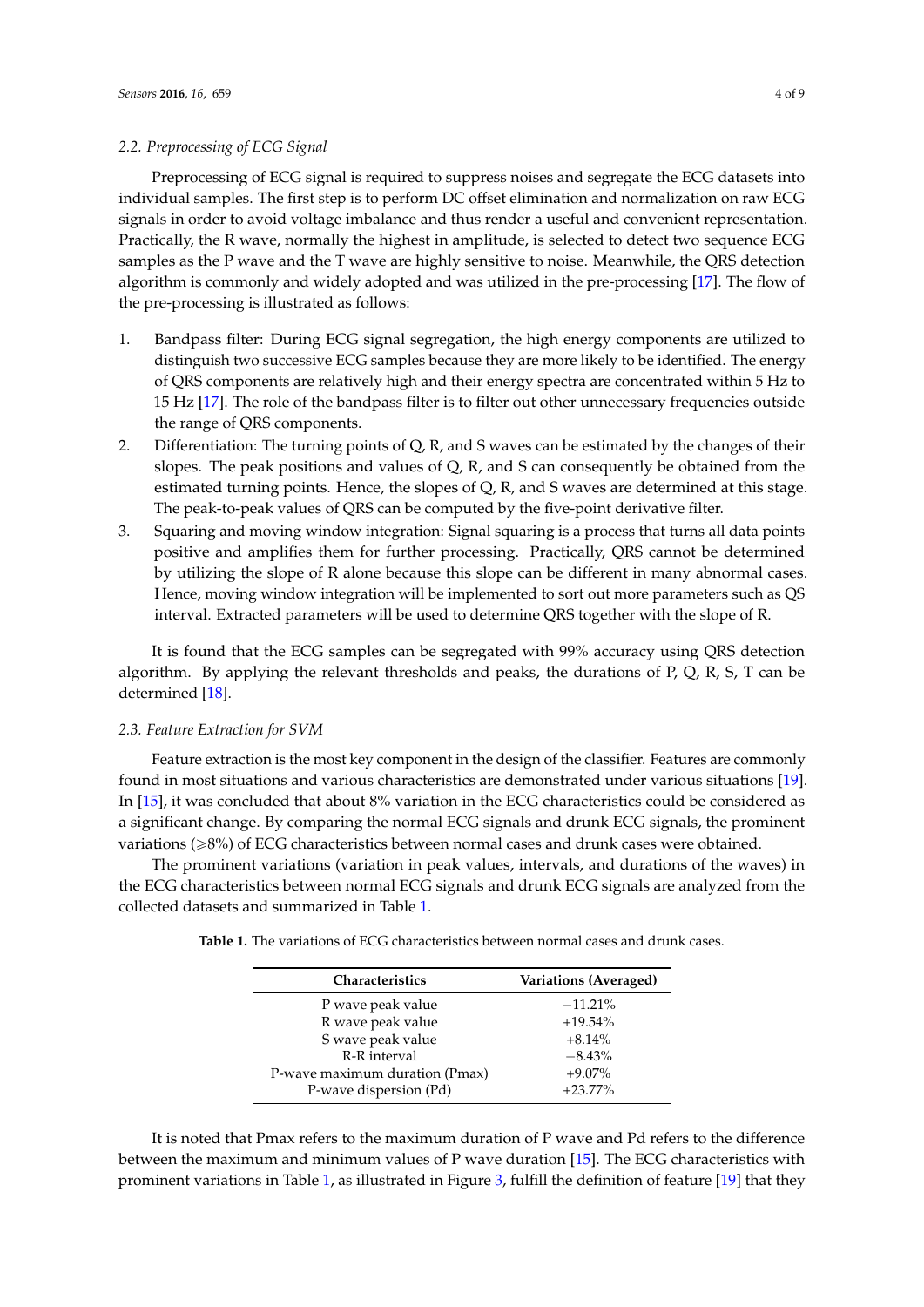### 2.2. Preprocessing of ECG Signal

Preprocessing of ECG signal is required to suppress noises and segregate the ECG datasets into individual samples. The first step is to perform DC offset elimination and normalization on raw ECG signals in order to avoid voltage imbalance and thus render a useful and convenient representation. Practically, the R wave, normally the highest in amplitude, is selected to detect two sequence ECG samples as the P wave and the T wave are highly sensitive to noise. Meanwhile, the QRS detection algorithm is commonly and widely adopted and was utilized in the pre-processing [17]. The flow of the pre-processing is illustrated as follows:

1. Bandpass filter: During ECG signal segregation, the high energy components are utilized to distinguish two successive ECG samples because they are more likely to be identified. The energy of QRS components are relatively high and their energy spectra are concentrated within 5 Hz to 15 Hz [17]. The role of the bandpass filter is to filter out other unnecessary frequencies outside the range of QRS components.
2. Differentiation: The turning points of Q, R, and S waves can be estimated by the changes of their slopes. The peak positions and values of Q, R, and S can consequently be obtained from the estimated turning points. Hence, the slopes of Q, R, and S waves are determined at this stage. The peak-to-peak values of QRS can be computed by the five-point derivative filter.
3. Squaring and moving window integration: Signal squaring is a process that turns all data points positive and amplifies them for further processing. Practically, QRS cannot be determined by utilizing the slope of R alone because this slope can be different in many abnormal cases. Hence, moving window integration will be implemented to sort out more parameters such as QS interval. Extracted parameters will be used to determine QRS together with the slope of R.

It is found that the ECG samples can be segregated with 99% accuracy using QRS detection algorithm. By applying the relevant thresholds and peaks, the durations of P, Q, R, S, T can be determined [18].

### 2.3. Feature Extraction for SVM

Feature extraction is the most key component in the design of the classifier. Features are commonly found in most situations and various characteristics are demonstrated under various situations [19]. In [15], it was concluded that about 8% variation in the ECG characteristics could be considered as a significant change. By comparing the normal ECG signals and drunk ECG signals, the prominent variations ($\geqslant$8%) of ECG characteristics between normal cases and drunk cases were obtained.

The prominent variations (variation in peak values, intervals, and durations of the waves) in the ECG characteristics between normal ECG signals and drunk ECG signals are analyzed from the collected datasets and summarized in Table 1.

**Table 1.** The variations of ECG characteristics between normal cases and drunk cases.

| Characteristics | Variations (Averaged) |
|---|---|
| P wave peak value | −11.21% |
| R wave peak value | +19.54% |
| S wave peak value | +8.14% |
| R-R interval | −8.43% |
| P-wave maximum duration (Pmax) | +9.07% |
| P-wave dispersion (Pd) | +23.77% |

It is noted that Pmax refers to the maximum duration of P wave and Pd refers to the difference between the maximum and minimum values of P wave duration [15]. The ECG characteristics with prominent variations in Table 1, as illustrated in Figure 3, fulfill the definition of feature [19] that they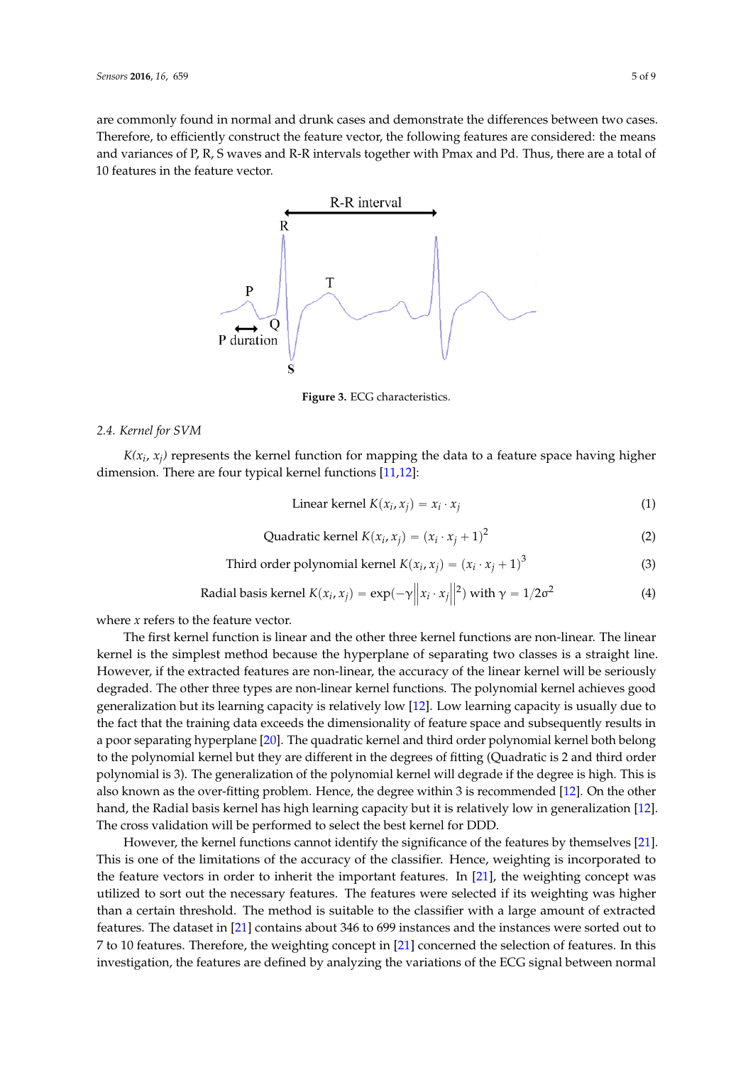are commonly found in normal and drunk cases and demonstrate the differences between two cases. Therefore, to efficiently construct the feature vector, the following features are considered: the means and variances of P, R, S waves and R-R intervals together with Pmax and Pd. Thus, there are a total of 10 features in the feature vector.

**Figure 3.** ECG characteristics.

### 2.4. Kernel for SVM

$K(x_i, x_j)$ represents the kernel function for mapping the data to a feature space having higher dimension. There are four typical kernel functions [11,12]:

$$\text{Linear kernel } K(x_i, x_j) = x_i \cdot x_j \tag{1}$$

$$\text{Quadratic kernel } K(x_i, x_j) = (x_i \cdot x_j + 1)^2 \tag{2}$$

$$\text{Third order polynomial kernel } K(x_i, x_j) = (x_i \cdot x_j + 1)^3 \tag{3}$$

$$\text{Radial basis kernel } K(x_i, x_j) = \exp(-\gamma\left\|x_i \cdot x_j\right\|^2) \text{ with } \gamma = 1/2\sigma^2 \tag{4}$$

where $x$ refers to the feature vector.

The first kernel function is linear and the other three kernel functions are non-linear. The linear kernel is the simplest method because the hyperplane of separating two classes is a straight line. However, if the extracted features are non-linear, the accuracy of the linear kernel will be seriously degraded. The other three types are non-linear kernel functions. The polynomial kernel achieves good generalization but its learning capacity is relatively low [12]. Low learning capacity is usually due to the fact that the training data exceeds the dimensionality of feature space and subsequently results in a poor separating hyperplane [20]. The quadratic kernel and third order polynomial kernel both belong to the polynomial kernel but they are different in the degrees of fitting (Quadratic is 2 and third order polynomial is 3). The generalization of the polynomial kernel will degrade if the degree is high. This is also known as the over-fitting problem. Hence, the degree within 3 is recommended [12]. On the other hand, the Radial basis kernel has high learning capacity but it is relatively low in generalization [12]. The cross validation will be performed to select the best kernel for DDD.

However, the kernel functions cannot identify the significance of the features by themselves [21]. This is one of the limitations of the accuracy of the classifier. Hence, weighting is incorporated to the feature vectors in order to inherit the important features. In [21], the weighting concept was utilized to sort out the necessary features. The features were selected if its weighting was higher than a certain threshold. The method is suitable to the classifier with a large amount of extracted features. The dataset in [21] contains about 346 to 699 instances and the instances were sorted out to 7 to 10 features. Therefore, the weighting concept in [21] concerned the selection of features. In this investigation, the features are defined by analyzing the variations of the ECG signal between normal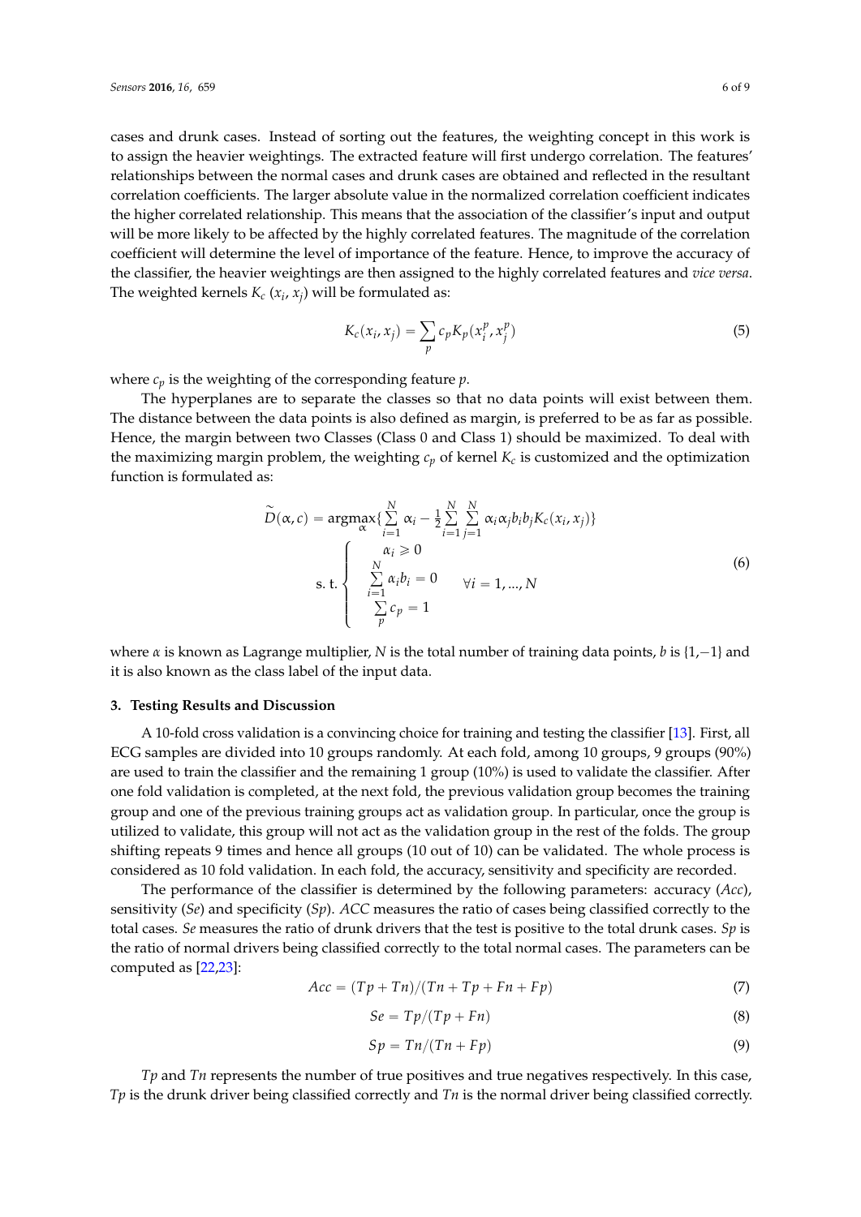cases and drunk cases. Instead of sorting out the features, the weighting concept in this work is to assign the heavier weightings. The extracted feature will first undergo correlation. The features' relationships between the normal cases and drunk cases are obtained and reflected in the resultant correlation coefficients. The larger absolute value in the normalized correlation coefficient indicates the higher correlated relationship. This means that the association of the classifier's input and output will be more likely to be affected by the highly correlated features. The magnitude of the correlation coefficient will determine the level of importance of the feature. Hence, to improve the accuracy of the classifier, the heavier weightings are then assigned to the highly correlated features and *vice versa*. The weighted kernels $K_c$ ($x_i$, $x_j$) will be formulated as:

$$K_c(x_i, x_j) = \sum_{p} c_p K_p(x_i^p, x_j^p) \tag{5}$$

where $c_p$ is the weighting of the corresponding feature $p$.

The hyperplanes are to separate the classes so that no data points will exist between them. The distance between the data points is also defined as margin, is preferred to be as far as possible. Hence, the margin between two Classes (Class 0 and Class 1) should be maximized. To deal with the maximizing margin problem, the weighting $c_p$ of kernel $K_c$ is customized and the optimization function is formulated as:

$$\widetilde{D}(\alpha, c) = \underset{\alpha}{\operatorname{argmax}}\left\{\sum_{i=1}^{N} \alpha_i - \frac{1}{2}\sum_{i=1}^{N}\sum_{j=1}^{N} \alpha_i \alpha_j b_i b_j K_c(x_i, x_j)\right\}$$

$$\text{s. t.} \begin{cases} \alpha_i \geqslant 0 \\ \sum\limits_{i=1}^{N} \alpha_i b_i = 0 \qquad \forall i = 1, \ldots, N \\ \sum\limits_{p} c_p = 1 \end{cases} \tag{6}$$

where $\alpha$ is known as Lagrange multiplier, $N$ is the total number of training data points, $b$ is {1,−1} and it is also known as the class label of the input data.

## 3. Testing Results and Discussion

A 10-fold cross validation is a convincing choice for training and testing the classifier [13]. First, all ECG samples are divided into 10 groups randomly. At each fold, among 10 groups, 9 groups (90%) are used to train the classifier and the remaining 1 group (10%) is used to validate the classifier. After one fold validation is completed, at the next fold, the previous validation group becomes the training group and one of the previous training groups act as validation group. In particular, once the group is utilized to validate, this group will not act as the validation group in the rest of the folds. The group shifting repeats 9 times and hence all groups (10 out of 10) can be validated. The whole process is considered as 10 fold validation. In each fold, the accuracy, sensitivity and specificity are recorded.

The performance of the classifier is determined by the following parameters: accuracy (*Acc*), sensitivity (*Se*) and specificity (*Sp*). *ACC* measures the ratio of cases being classified correctly to the total cases. *Se* measures the ratio of drunk drivers that the test is positive to the total drunk cases. *Sp* is the ratio of normal drivers being classified correctly to the total normal cases. The parameters can be computed as [22,23]:

$$Acc = (Tp + Tn)/(Tn + Tp + Fn + Fp) \tag{7}$$

$$Se = Tp/(Tp + Fn) \tag{8}$$

$$Sp = Tn/(Tn + Fp) \tag{9}$$

$Tp$ and $Tn$ represents the number of true positives and true negatives respectively. In this case, $Tp$ is the drunk driver being classified correctly and $Tn$ is the normal driver being classified correctly.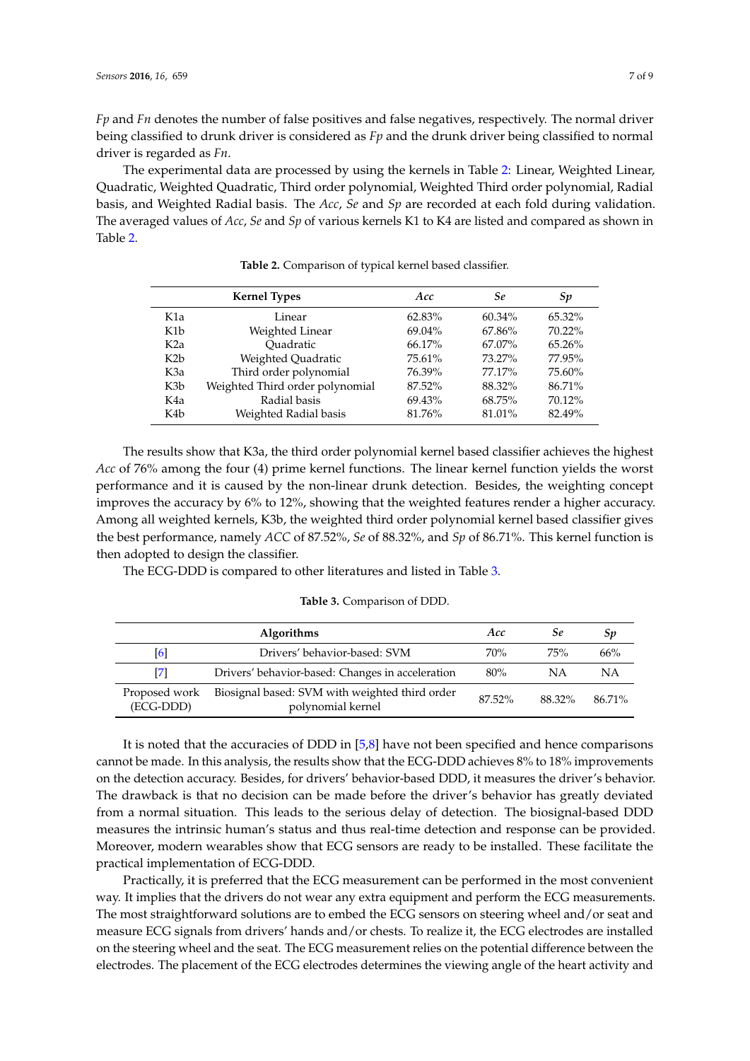*Fp* and *Fn* denotes the number of false positives and false negatives, respectively. The normal driver being classified to drunk driver is considered as *Fp* and the drunk driver being classified to normal driver is regarded as *Fn*.

The experimental data are processed by using the kernels in Table 2: Linear, Weighted Linear, Quadratic, Weighted Quadratic, Third order polynomial, Weighted Third order polynomial, Radial basis, and Weighted Radial basis. The *Acc*, *Se* and *Sp* are recorded at each fold during validation. The averaged values of *Acc*, *Se* and *Sp* of various kernels K1 to K4 are listed and compared as shown in Table 2.

**Table 2.** Comparison of typical kernel based classifier.

| | Kernel Types | *Acc* | *Se* | *Sp* |
|---|---|---|---|---|
| K1a | Linear | 62.83% | 60.34% | 65.32% |
| K1b | Weighted Linear | 69.04% | 67.86% | 70.22% |
| K2a | Quadratic | 66.17% | 67.07% | 65.26% |
| K2b | Weighted Quadratic | 75.61% | 73.27% | 77.95% |
| K3a | Third order polynomial | 76.39% | 77.17% | 75.60% |
| K3b | Weighted Third order polynomial | 87.52% | 88.32% | 86.71% |
| K4a | Radial basis | 69.43% | 68.75% | 70.12% |
| K4b | Weighted Radial basis | 81.76% | 81.01% | 82.49% |

The results show that K3a, the third order polynomial kernel based classifier achieves the highest *Acc* of 76% among the four (4) prime kernel functions. The linear kernel function yields the worst performance and it is caused by the non-linear drunk detection. Besides, the weighting concept improves the accuracy by 6% to 12%, showing that the weighted features render a higher accuracy. Among all weighted kernels, K3b, the weighted third order polynomial kernel based classifier gives the best performance, namely *ACC* of 87.52%, *Se* of 88.32%, and *Sp* of 86.71%. This kernel function is then adopted to design the classifier.

The ECG-DDD is compared to other literatures and listed in Table 3.

**Table 3.** Comparison of DDD.

| | Algorithms | *Acc* | *Se* | *Sp* |
|---|---|---|---|---|
| [6] | Drivers' behavior-based: SVM | 70% | 75% | 66% |
| [7] | Drivers' behavior-based: Changes in acceleration | 80% | NA | NA |
| Proposed work (ECG-DDD) | Biosignal based: SVM with weighted third order polynomial kernel | 87.52% | 88.32% | 86.71% |

It is noted that the accuracies of DDD in [5,8] have not been specified and hence comparisons cannot be made. In this analysis, the results show that the ECG-DDD achieves 8% to 18% improvements on the detection accuracy. Besides, for drivers' behavior-based DDD, it measures the driver's behavior. The drawback is that no decision can be made before the driver's behavior has greatly deviated from a normal situation. This leads to the serious delay of detection. The biosignal-based DDD measures the intrinsic human's status and thus real-time detection and response can be provided. Moreover, modern wearables show that ECG sensors are ready to be installed. These facilitate the practical implementation of ECG-DDD.

Practically, it is preferred that the ECG measurement can be performed in the most convenient way. It implies that the drivers do not wear any extra equipment and perform the ECG measurements. The most straightforward solutions are to embed the ECG sensors on steering wheel and/or seat and measure ECG signals from drivers' hands and/or chests. To realize it, the ECG electrodes are installed on the steering wheel and the seat. The ECG measurement relies on the potential difference between the electrodes. The placement of the ECG electrodes determines the viewing angle of the heart activity and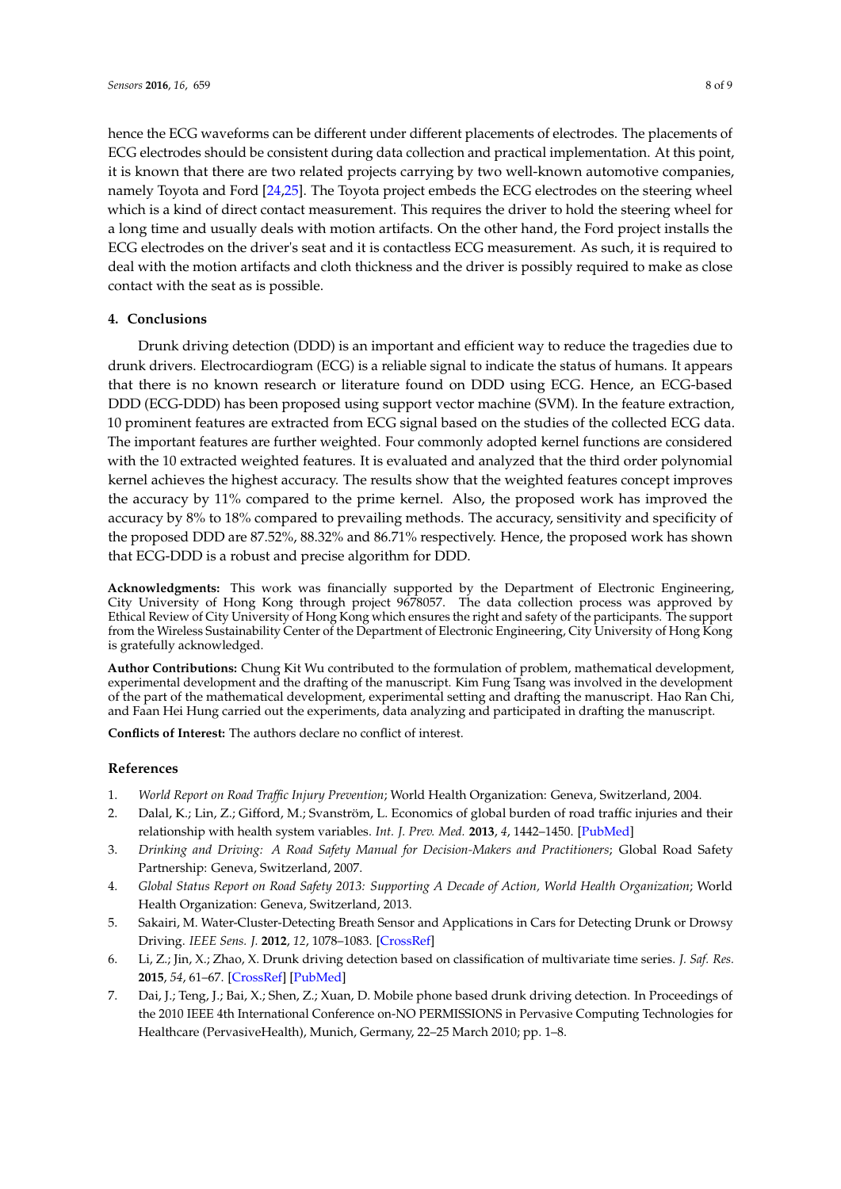hence the ECG waveforms can be different under different placements of electrodes. The placements of ECG electrodes should be consistent during data collection and practical implementation. At this point, it is known that there are two related projects carrying by two well-known automotive companies, namely Toyota and Ford [24,25]. The Toyota project embeds the ECG electrodes on the steering wheel which is a kind of direct contact measurement. This requires the driver to hold the steering wheel for a long time and usually deals with motion artifacts. On the other hand, the Ford project installs the ECG electrodes on the driver's seat and it is contactless ECG measurement. As such, it is required to deal with the motion artifacts and cloth thickness and the driver is possibly required to make as close contact with the seat as is possible.

## 4. Conclusions

Drunk driving detection (DDD) is an important and efficient way to reduce the tragedies due to drunk drivers. Electrocardiogram (ECG) is a reliable signal to indicate the status of humans. It appears that there is no known research or literature found on DDD using ECG. Hence, an ECG-based DDD (ECG-DDD) has been proposed using support vector machine (SVM). In the feature extraction, 10 prominent features are extracted from ECG signal based on the studies of the collected ECG data. The important features are further weighted. Four commonly adopted kernel functions are considered with the 10 extracted weighted features. It is evaluated and analyzed that the third order polynomial kernel achieves the highest accuracy. The results show that the weighted features concept improves the accuracy by 11% compared to the prime kernel. Also, the proposed work has improved the accuracy by 8% to 18% compared to prevailing methods. The accuracy, sensitivity and specificity of the proposed DDD are 87.52%, 88.32% and 86.71% respectively. Hence, the proposed work has shown that ECG-DDD is a robust and precise algorithm for DDD.

**Acknowledgments:** This work was financially supported by the Department of Electronic Engineering, City University of Hong Kong through project 9678057. The data collection process was approved by Ethical Review of City University of Hong Kong which ensures the right and safety of the participants. The support from the Wireless Sustainability Center of the Department of Electronic Engineering, City University of Hong Kong is gratefully acknowledged.

**Author Contributions:** Chung Kit Wu contributed to the formulation of problem, mathematical development, experimental development and the drafting of the manuscript. Kim Fung Tsang was involved in the development of the part of the mathematical development, experimental setting and drafting the manuscript. Hao Ran Chi, and Faan Hei Hung carried out the experiments, data analyzing and participated in drafting the manuscript.

**Conflicts of Interest:** The authors declare no conflict of interest.

## References

1. *World Report on Road Traffic Injury Prevention*; World Health Organization: Geneva, Switzerland, 2004.
2. Dalal, K.; Lin, Z.; Gifford, M.; Svanström, L. Economics of global burden of road traffic injuries and their relationship with health system variables. *Int. J. Prev. Med.* **2013**, *4*, 1442–1450. [PubMed]
3. *Drinking and Driving: A Road Safety Manual for Decision-Makers and Practitioners*; Global Road Safety Partnership: Geneva, Switzerland, 2007.
4. *Global Status Report on Road Safety 2013: Supporting A Decade of Action, World Health Organization*; World Health Organization: Geneva, Switzerland, 2013.
5. Sakairi, M. Water-Cluster-Detecting Breath Sensor and Applications in Cars for Detecting Drunk or Drowsy Driving. *IEEE Sens. J.* **2012**, *12*, 1078–1083. [CrossRef]
6. Li, Z.; Jin, X.; Zhao, X. Drunk driving detection based on classification of multivariate time series. *J. Saf. Res.* **2015**, *54*, 61–67. [CrossRef] [PubMed]
7. Dai, J.; Teng, J.; Bai, X.; Shen, Z.; Xuan, D. Mobile phone based drunk driving detection. In Proceedings of the 2010 IEEE 4th International Conference on-NO PERMISSIONS in Pervasive Computing Technologies for Healthcare (PervasiveHealth), Munich, Germany, 22–25 March 2010; pp. 1–8.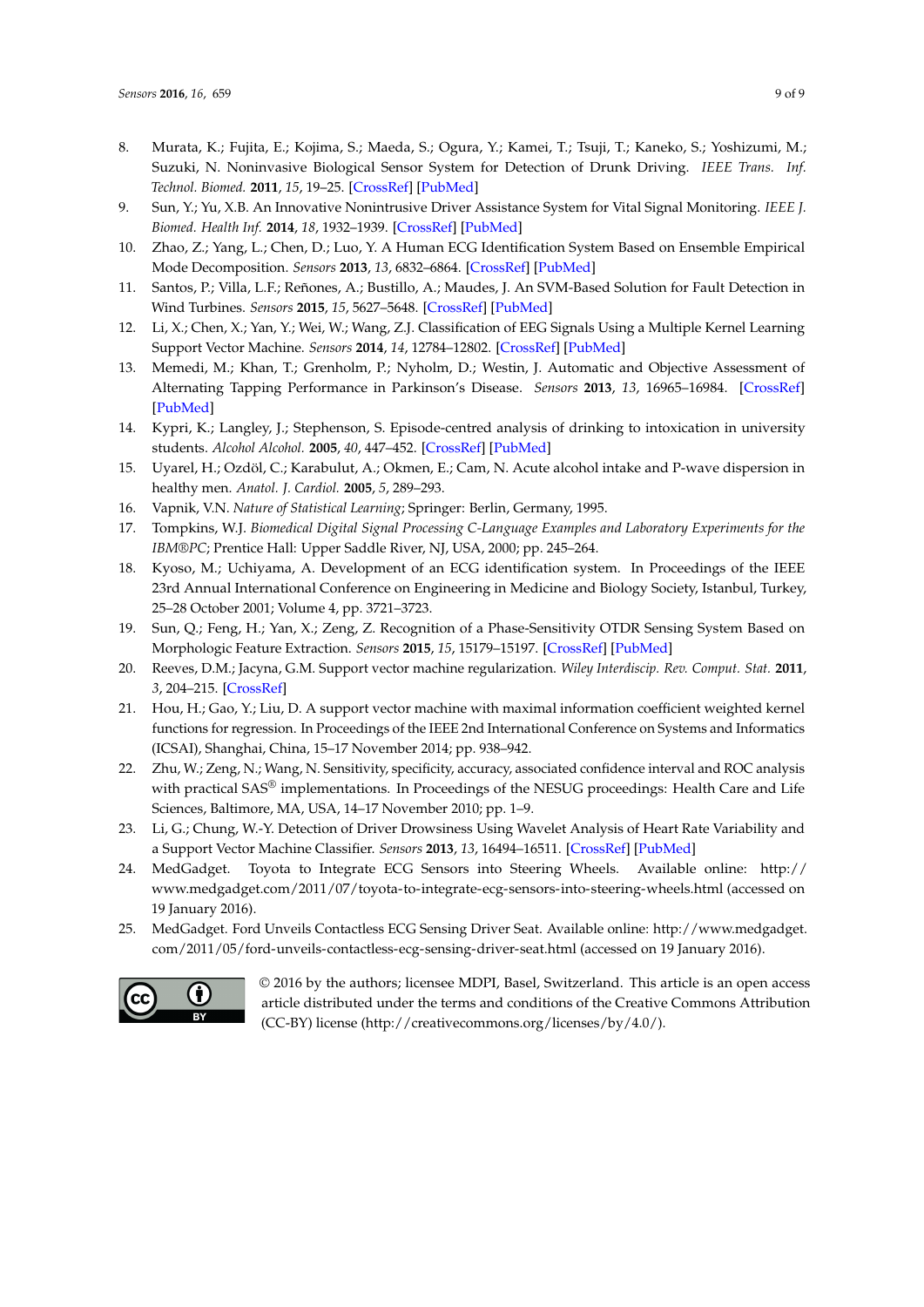8. Murata, K.; Fujita, E.; Kojima, S.; Maeda, S.; Ogura, Y.; Kamei, T.; Tsuji, T.; Kaneko, S.; Yoshizumi, M.; Suzuki, N. Noninvasive Biological Sensor System for Detection of Drunk Driving. *IEEE Trans. Inf. Technol. Biomed.* **2011**, *15*, 19–25. [CrossRef] [PubMed]
9. Sun, Y.; Yu, X.B. An Innovative Nonintrusive Driver Assistance System for Vital Signal Monitoring. *IEEE J. Biomed. Health Inf.* **2014**, *18*, 1932–1939. [CrossRef] [PubMed]
10. Zhao, Z.; Yang, L.; Chen, D.; Luo, Y. A Human ECG Identification System Based on Ensemble Empirical Mode Decomposition. *Sensors* **2013**, *13*, 6832–6864. [CrossRef] [PubMed]
11. Santos, P.; Villa, L.F.; Reñones, A.; Bustillo, A.; Maudes, J. An SVM-Based Solution for Fault Detection in Wind Turbines. *Sensors* **2015**, *15*, 5627–5648. [CrossRef] [PubMed]
12. Li, X.; Chen, X.; Yan, Y.; Wei, W.; Wang, Z.J. Classification of EEG Signals Using a Multiple Kernel Learning Support Vector Machine. *Sensors* **2014**, *14*, 12784–12802. [CrossRef] [PubMed]
13. Memedi, M.; Khan, T.; Grenholm, P.; Nyholm, D.; Westin, J. Automatic and Objective Assessment of Alternating Tapping Performance in Parkinson's Disease. *Sensors* **2013**, *13*, 16965–16984. [CrossRef] [PubMed]
14. Kypri, K.; Langley, J.; Stephenson, S. Episode-centred analysis of drinking to intoxication in university students. *Alcohol Alcohol.* **2005**, *40*, 447–452. [CrossRef] [PubMed]
15. Uyarel, H.; Ozdöl, C.; Karabulut, A.; Okmen, E.; Cam, N. Acute alcohol intake and P-wave dispersion in healthy men. *Anatol. J. Cardiol.* **2005**, *5*, 289–293.
16. Vapnik, V.N. *Nature of Statistical Learning*; Springer: Berlin, Germany, 1995.
17. Tompkins, W.J. *Biomedical Digital Signal Processing C-Language Examples and Laboratory Experiments for the IBM®PC*; Prentice Hall: Upper Saddle River, NJ, USA, 2000; pp. 245–264.
18. Kyoso, M.; Uchiyama, A. Development of an ECG identification system. In Proceedings of the IEEE 23rd Annual International Conference on Engineering in Medicine and Biology Society, Istanbul, Turkey, 25–28 October 2001; Volume 4, pp. 3721–3723.
19. Sun, Q.; Feng, H.; Yan, X.; Zeng, Z. Recognition of a Phase-Sensitivity OTDR Sensing System Based on Morphologic Feature Extraction. *Sensors* **2015**, *15*, 15179–15197. [CrossRef] [PubMed]
20. Reeves, D.M.; Jacyna, G.M. Support vector machine regularization. *Wiley Interdiscip. Rev. Comput. Stat.* **2011**, *3*, 204–215. [CrossRef]
21. Hou, H.; Gao, Y.; Liu, D. A support vector machine with maximal information coefficient weighted kernel functions for regression. In Proceedings of the IEEE 2nd International Conference on Systems and Informatics (ICSAI), Shanghai, China, 15–17 November 2014; pp. 938–942.
22. Zhu, W.; Zeng, N.; Wang, N. Sensitivity, specificity, accuracy, associated confidence interval and ROC analysis with practical SAS® implementations. In Proceedings of the NESUG proceedings: Health Care and Life Sciences, Baltimore, MA, USA, 14–17 November 2010; pp. 1–9.
23. Li, G.; Chung, W.-Y. Detection of Driver Drowsiness Using Wavelet Analysis of Heart Rate Variability and a Support Vector Machine Classifier. *Sensors* **2013**, *13*, 16494–16511. [CrossRef] [PubMed]
24. MedGadget. Toyota to Integrate ECG Sensors into Steering Wheels. Available online: http://www.medgadget.com/2011/07/toyota-to-integrate-ecg-sensors-into-steering-wheels.html (accessed on 19 January 2016).
25. MedGadget. Ford Unveils Contactless ECG Sensing Driver Seat. Available online: http://www.medgadget.com/2011/05/ford-unveils-contactless-ecg-sensing-driver-seat.html (accessed on 19 January 2016).

© 2016 by the authors; licensee MDPI, Basel, Switzerland. This article is an open access article distributed under the terms and conditions of the Creative Commons Attribution (CC-BY) license (http://creativecommons.org/licenses/by/4.0/).